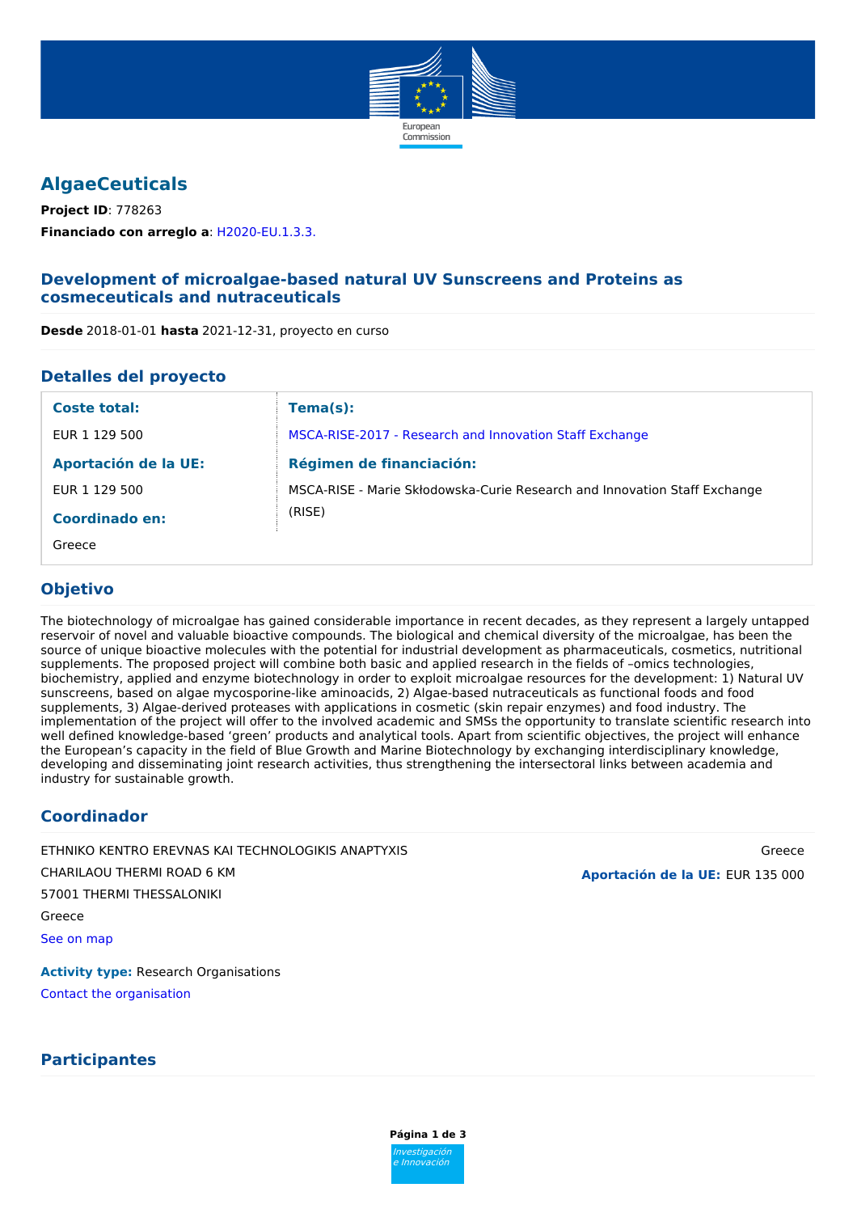# AlgaeCeuticals

**Project ID**: 778263

**Financiado con arreglo a**: H2020-EU.1.3.3.

## Development of microalgae-based natural UV Sunscreens and Proteins as cosmeceuticals and nutraceuticals

**Desde** 2018-01-01 **hasta** 2021-12-31, proyecto en curso

## Detalles del proyecto

| **Coste total:** | **Tema(s):** |
|---|---|
| EUR 1 129 500 | MSCA-RISE-2017 - Research and Innovation Staff Exchange |
| **Aportación de la UE:** | **Régimen de financiación:** |
| EUR 1 129 500 | MSCA-RISE - Marie Skłodowska-Curie Research and Innovation Staff Exchange (RISE) |
| **Coordinado en:** | |
| Greece | |

## Objetivo

The biotechnology of microalgae has gained considerable importance in recent decades, as they represent a largely untapped reservoir of novel and valuable bioactive compounds. The biological and chemical diversity of the microalgae, has been the source of unique bioactive molecules with the potential for industrial development as pharmaceuticals, cosmetics, nutritional supplements. The proposed project will combine both basic and applied research in the fields of –omics technologies, biochemistry, applied and enzyme biotechnology in order to exploit microalgae resources for the development: 1) Natural UV sunscreens, based on algae mycosporine-like aminoacids, 2) Algae-based nutraceuticals as functional foods and food supplements, 3) Algae-derived proteases with applications in cosmetic (skin repair enzymes) and food industry. The implementation of the project will offer to the involved academic and SMSs the opportunity to translate scientific research into well defined knowledge-based 'green' products and analytical tools. Apart from scientific objectives, the project will enhance the European's capacity in the field of Blue Growth and Marine Biotechnology by exchanging interdisciplinary knowledge, developing and disseminating joint research activities, thus strengthening the intersectoral links between academia and industry for sustainable growth.

## Coordinador

ETHNIKO KENTRO EREVNAS KAI TECHNOLOGIKIS ANAPTYXIS
CHARILAOU THERMI ROAD 6 KM
57001 THERMI THESSALONIKI
Greece

See on map

Greece

**Aportación de la UE:** EUR 135 000

**Activity type:** Research Organisations

Contact the organisation

## Participantes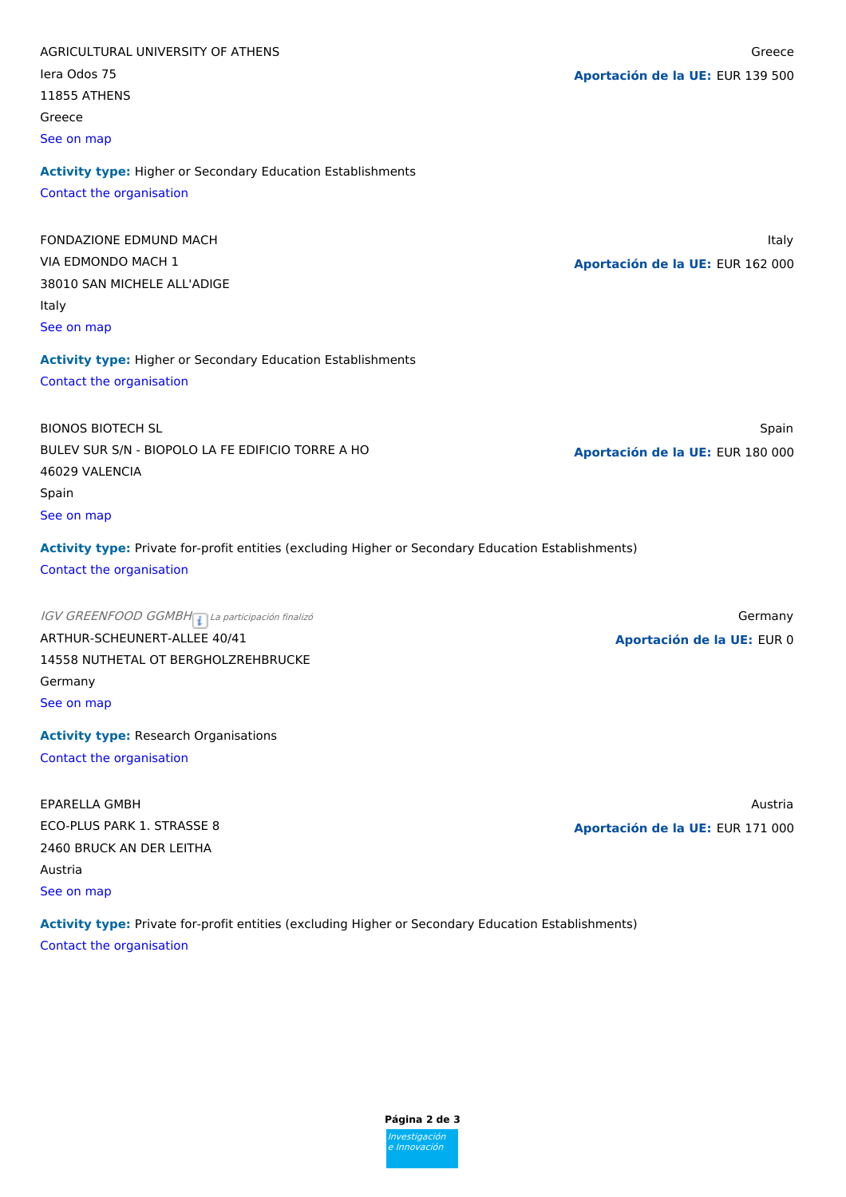AGRICULTURAL UNIVERSITY OF ATHENS

Greece

**Aportación de la UE:** EUR 139 500

Iera Odos 75
11855 ATHENS
Greece
See on map

**Activity type:** Higher or Secondary Education Establishments

Contact the organisation

FONDAZIONE EDMUND MACH

Italy

**Aportación de la UE:** EUR 162 000

VIA EDMONDO MACH 1
38010 SAN MICHELE ALL'ADIGE
Italy
See on map

**Activity type:** Higher or Secondary Education Establishments

Contact the organisation

BIONOS BIOTECH SL

Spain

**Aportación de la UE:** EUR 180 000

BULEV SUR S/N - BIOPOLO LA FE EDIFICIO TORRE A HO
46029 VALENCIA
Spain
See on map

**Activity type:** Private for-profit entities (excluding Higher or Secondary Education Establishments)

Contact the organisation

*IGV GREENFOOD GGMBH* *La participación finalizó*

Germany

**Aportación de la UE:** EUR 0

ARTHUR-SCHEUNERT-ALLEE 40/41
14558 NUTHETAL OT BERGHOLZREHBRUCKE
Germany
See on map

**Activity type:** Research Organisations

Contact the organisation

EPARELLA GMBH

Austria

**Aportación de la UE:** EUR 171 000

ECO-PLUS PARK 1. STRASSE 8
2460 BRUCK AN DER LEITHA
Austria
See on map

**Activity type:** Private for-profit entities (excluding Higher or Secondary Education Establishments)

Contact the organisation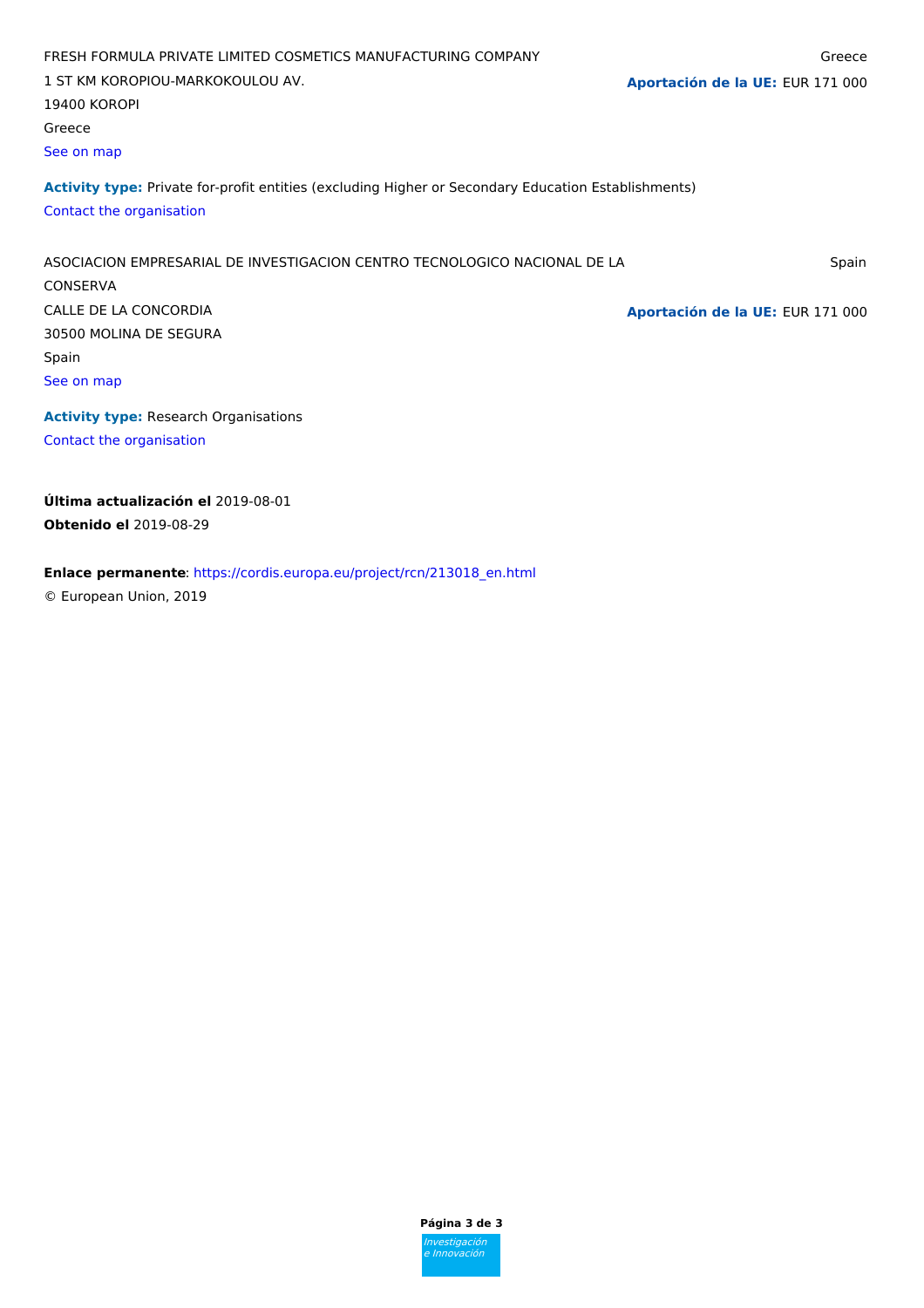FRESH FORMULA PRIVATE LIMITED COSMETICS MANUFACTURING COMPANY

Greece

1 ST KM KOROPIOU-MARKOKOULOU AV.

19400 KOROPI

Greece

See on map

**Aportación de la UE:** EUR 171 000

**Activity type:** Private for-profit entities (excluding Higher or Secondary Education Establishments)

Contact the organisation

ASOCIACION EMPRESARIAL DE INVESTIGACION CENTRO TECNOLOGICO NACIONAL DE LA CONSERVA

Spain

CALLE DE LA CONCORDIA

30500 MOLINA DE SEGURA

Spain

See on map

**Aportación de la UE:** EUR 171 000

**Activity type:** Research Organisations

Contact the organisation

**Última actualización el** 2019-08-01

**Obtenido el** 2019-08-29

**Enlace permanente**: https://cordis.europa.eu/project/rcn/213018_en.html

© European Union, 2019